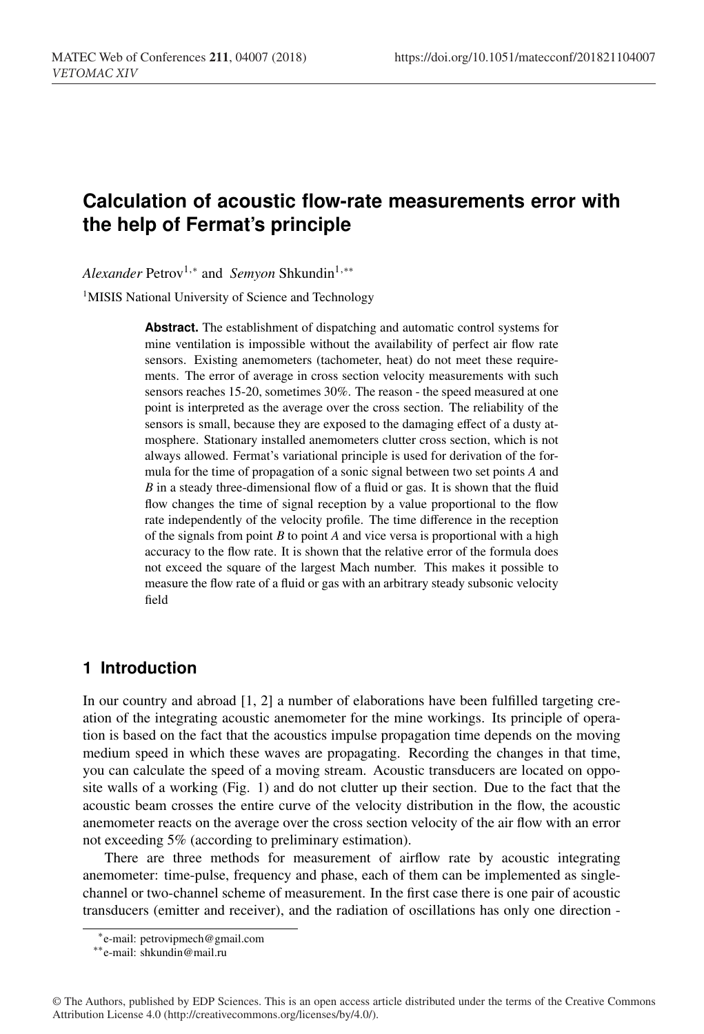# Calculation of acoustic flow-rate measurements error with the help of Fermat's principle

*Alexander* Petrov[1,*] and *Semyon* Shkundin[1,**]

[1]MISIS National University of Science and Technology

**Abstract.** The establishment of dispatching and automatic control systems for mine ventilation is impossible without the availability of perfect air flow rate sensors. Existing anemometers (tachometer, heat) do not meet these requirements. The error of average in cross section velocity measurements with such sensors reaches 15-20, sometimes 30%. The reason - the speed measured at one point is interpreted as the average over the cross section. The reliability of the sensors is small, because they are exposed to the damaging effect of a dusty atmosphere. Stationary installed anemometers clutter cross section, which is not always allowed. Fermat's variational principle is used for derivation of the formula for the time of propagation of a sonic signal between two set points *A* and *B* in a steady three-dimensional flow of a fluid or gas. It is shown that the fluid flow changes the time of signal reception by a value proportional to the flow rate independently of the velocity profile. The time difference in the reception of the signals from point *B* to point *A* and vice versa is proportional with a high accuracy to the flow rate. It is shown that the relative error of the formula does not exceed the square of the largest Mach number. This makes it possible to measure the flow rate of a fluid or gas with an arbitrary steady subsonic velocity field

## 1 Introduction

In our country and abroad [1, 2] a number of elaborations have been fulfilled targeting creation of the integrating acoustic anemometer for the mine workings. Its principle of operation is based on the fact that the acoustics impulse propagation time depends on the moving medium speed in which these waves are propagating. Recording the changes in that time, you can calculate the speed of a moving stream. Acoustic transducers are located on opposite walls of a working (Fig. 1) and do not clutter up their section. Due to the fact that the acoustic beam crosses the entire curve of the velocity distribution in the flow, the acoustic anemometer reacts on the average over the cross section velocity of the air flow with an error not exceeding 5% (according to preliminary estimation).

There are three methods for measurement of airflow rate by acoustic integrating anemometer: time-pulse, frequency and phase, each of them can be implemented as single-channel or two-channel scheme of measurement. In the first case there is one pair of acoustic transducers (emitter and receiver), and the radiation of oscillations has only one direction -

*e-mail: petrovipmech@gmail.com

**e-mail: shkundin@mail.ru

© The Authors, published by EDP Sciences. This is an open access article distributed under the terms of the Creative Commons Attribution License 4.0 (http://creativecommons.org/licenses/by/4.0/).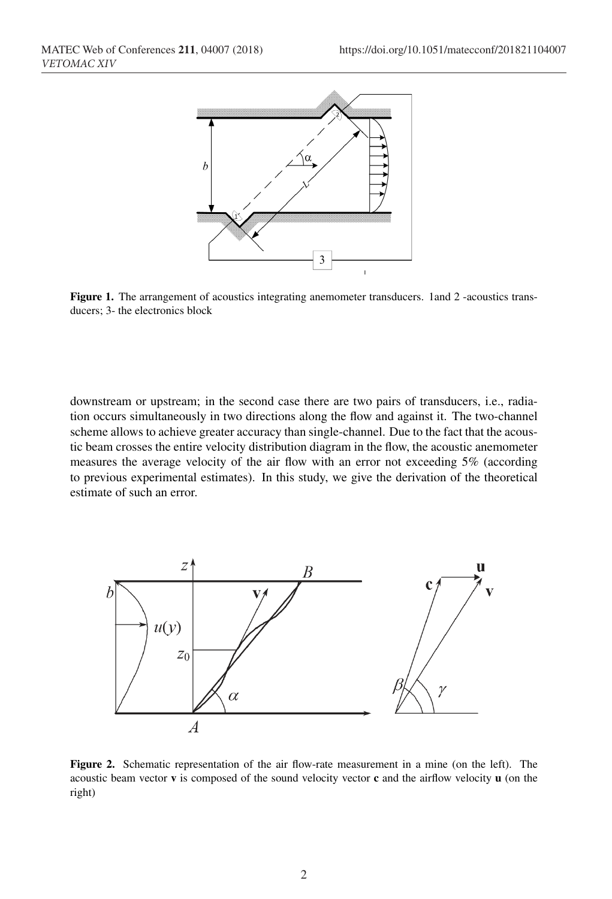Figure 1. The arrangement of acoustics integrating anemometer transducers. 1and 2 -acoustics transducers; 3- the electronics block

downstream or upstream; in the second case there are two pairs of transducers, i.e., radiation occurs simultaneously in two directions along the flow and against it. The two-channel scheme allows to achieve greater accuracy than single-channel. Due to the fact that the acoustic beam crosses the entire velocity distribution diagram in the flow, the acoustic anemometer measures the average velocity of the air flow with an error not exceeding 5% (according to previous experimental estimates). In this study, we give the derivation of the theoretical estimate of such an error.

Figure 2. Schematic representation of the air flow-rate measurement in a mine (on the left). The acoustic beam vector **v** is composed of the sound velocity vector **c** and the airflow velocity **u** (on the right)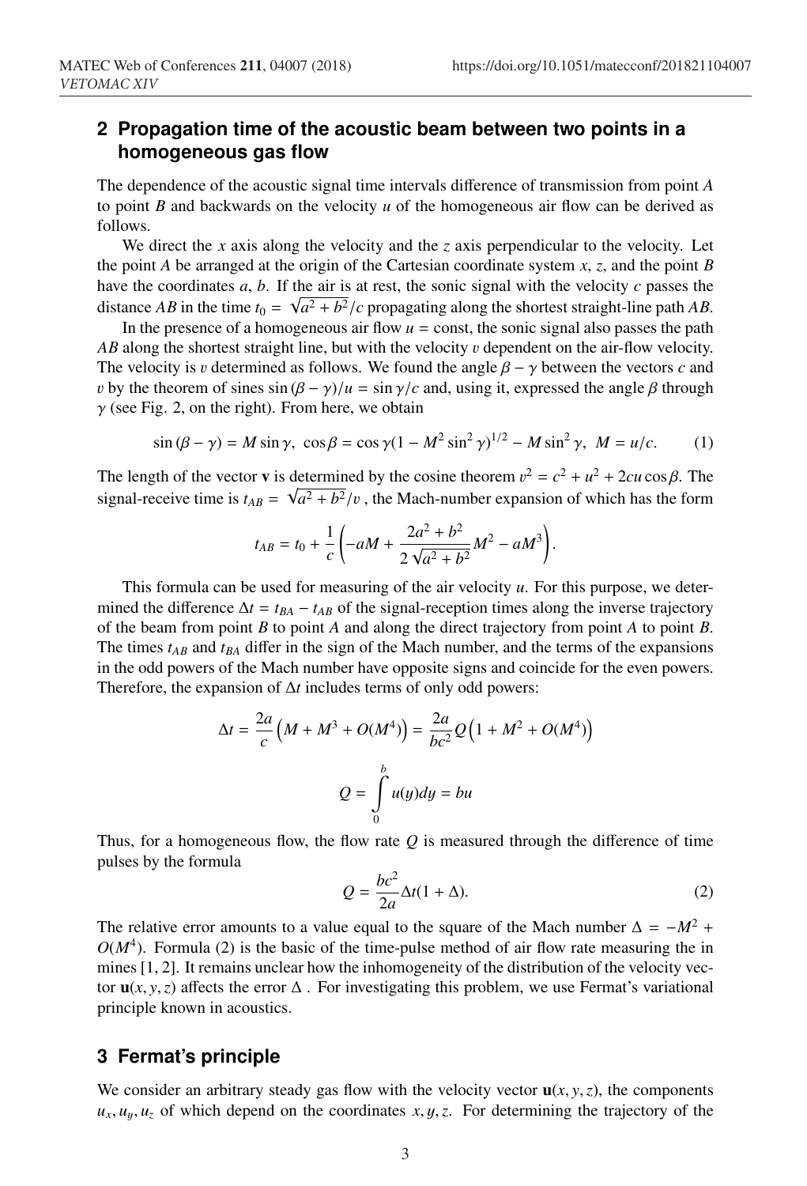## 2 Propagation time of the acoustic beam between two points in a homogeneous gas flow

The dependence of the acoustic signal time intervals difference of transmission from point $A$ to point $B$ and backwards on the velocity $u$ of the homogeneous air flow can be derived as follows.

We direct the $x$ axis along the velocity and the $z$ axis perpendicular to the velocity. Let the point $A$ be arranged at the origin of the Cartesian coordinate system $x$, $z$, and the point $B$ have the coordinates $a$, $b$. If the air is at rest, the sonic signal with the velocity $c$ passes the distance $AB$ in the time $t_0 = \sqrt{a^2 + b^2}/c$ propagating along the shortest straight-line path $AB$.

In the presence of a homogeneous air flow $u = \text{const}$, the sonic signal also passes the path $AB$ along the shortest straight line, but with the velocity $v$ dependent on the air-flow velocity. The velocity is $v$ determined as follows. We found the angle $\beta - \gamma$ between the vectors $c$ and $v$ by the theorem of sines $\sin(\beta - \gamma)/u = \sin\gamma/c$ and, using it, expressed the angle $\beta$ through $\gamma$ (see Fig. 2, on the right). From here, we obtain

$$\sin(\beta - \gamma) = M\sin\gamma,\ \ \cos\beta = \cos\gamma(1 - M^2\sin^2\gamma)^{1/2} - M\sin^2\gamma,\ \ M = u/c. \tag{1}$$

The length of the vector $\mathbf{v}$ is determined by the cosine theorem $v^2 = c^2 + u^2 + 2cu\cos\beta$. The signal-receive time is $t_{AB} = \sqrt{a^2 + b^2}/v$ , the Mach-number expansion of which has the form

$$t_{AB} = t_0 + \frac{1}{c}\left(-aM + \frac{2a^2 + b^2}{2\sqrt{a^2 + b^2}}M^2 - aM^3\right).$$

This formula can be used for measuring of the air velocity $u$. For this purpose, we determined the difference $\Delta t = t_{BA} - t_{AB}$ of the signal-reception times along the inverse trajectory of the beam from point $B$ to point $A$ and along the direct trajectory from point $A$ to point $B$. The times $t_{AB}$ and $t_{BA}$ differ in the sign of the Mach number, and the terms of the expansions in the odd powers of the Mach number have opposite signs and coincide for the even powers. Therefore, the expansion of $\Delta t$ includes terms of only odd powers:

$$\Delta t = \frac{2a}{c}\left(M + M^3 + O(M^4)\right) = \frac{2a}{bc^2}Q\left(1 + M^2 + O(M^4)\right)$$

$$Q = \int_0^b u(y)dy = bu$$

Thus, for a homogeneous flow, the flow rate $Q$ is measured through the difference of time pulses by the formula

$$Q = \frac{bc^2}{2a}\Delta t(1 + \Delta). \tag{2}$$

The relative error amounts to a value equal to the square of the Mach number $\Delta = -M^2 + O(M^4)$. Formula (2) is the basic of the time-pulse method of air flow rate measuring the in mines [1, 2]. It remains unclear how the inhomogeneity of the distribution of the velocity vector $\mathbf{u}(x, y, z)$ affects the error $\Delta$ . For investigating this problem, we use Fermat's variational principle known in acoustics.

## 3 Fermat's principle

We consider an arbitrary steady gas flow with the velocity vector $\mathbf{u}(x, y, z)$, the components $u_x, u_y, u_z$ of which depend on the coordinates $x, y, z$. For determining the trajectory of the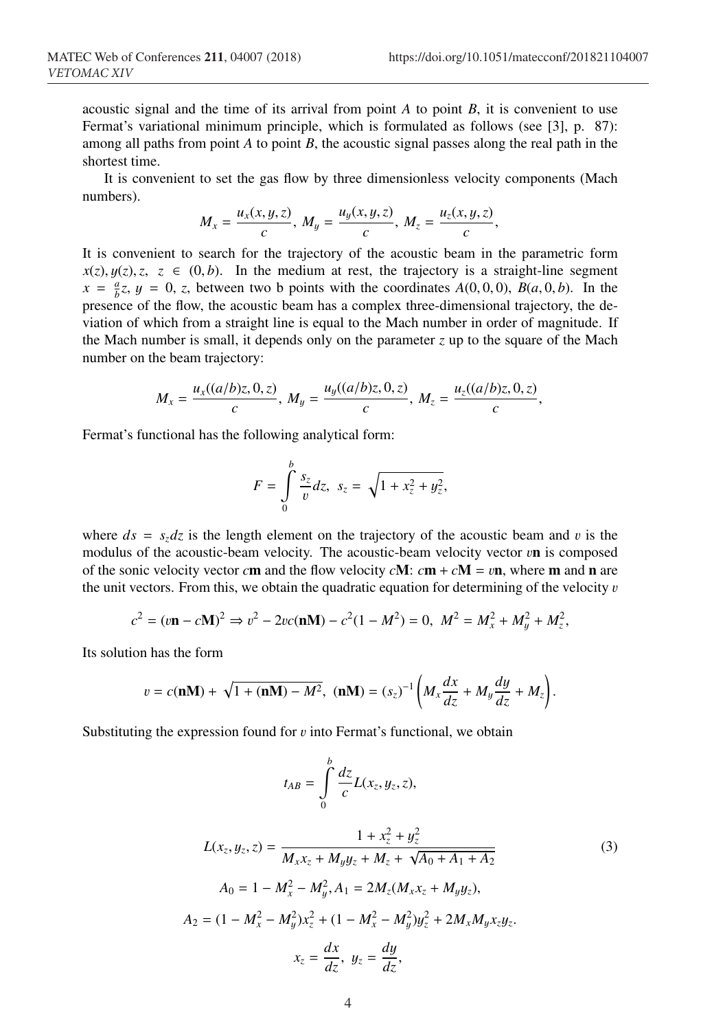acoustic signal and the time of its arrival from point $A$ to point $B$, it is convenient to use Fermat's variational minimum principle, which is formulated as follows (see [3], p. 87): among all paths from point $A$ to point $B$, the acoustic signal passes along the real path in the shortest time.

It is convenient to set the gas flow by three dimensionless velocity components (Mach numbers).

$$M_x = \frac{u_x(x, y, z)}{c},\ M_y = \frac{u_y(x, y, z)}{c},\ M_z = \frac{u_z(x, y, z)}{c},$$

It is convenient to search for the trajectory of the acoustic beam in the parametric form $x(z), y(z), z,\ z \in (0, b)$. In the medium at rest, the trajectory is a straight-line segment $x = \frac{a}{b}z,\ y = 0,\ z$, between two b points with the coordinates $A(0, 0, 0)$, $B(a, 0, b)$. In the presence of the flow, the acoustic beam has a complex three-dimensional trajectory, the deviation of which from a straight line is equal to the Mach number in order of magnitude. If the Mach number is small, it depends only on the parameter $z$ up to the square of the Mach number on the beam trajectory:

$$M_x = \frac{u_x((a/b)z, 0, z)}{c},\ M_y = \frac{u_y((a/b)z, 0, z)}{c},\ M_z = \frac{u_z((a/b)z, 0, z)}{c},$$

Fermat's functional has the following analytical form:

$$F = \int\limits_0^b \frac{s_z}{v} dz,\ s_z = \sqrt{1 + x_z^2 + y_z^2},$$

where $ds = s_z dz$ is the length element on the trajectory of the acoustic beam and $v$ is the modulus of the acoustic-beam velocity. The acoustic-beam velocity vector $v\mathbf{n}$ is composed of the sonic velocity vector $c\mathbf{m}$ and the flow velocity $c\mathbf{M}$: $c\mathbf{m} + c\mathbf{M} = v\mathbf{n}$, where $\mathbf{m}$ and $\mathbf{n}$ are the unit vectors. From this, we obtain the quadratic equation for determining of the velocity $v$

$$c^2 = (v\mathbf{n} - c\mathbf{M})^2 \Rightarrow v^2 - 2vc(\mathbf{nM}) - c^2(1 - M^2) = 0,\ M^2 = M_x^2 + M_y^2 + M_z^2,$$

Its solution has the form

$$v = c(\mathbf{nM}) + \sqrt{1 + (\mathbf{nM}) - M^2},\ (\mathbf{nM}) = (s_z)^{-1}\left(M_x \frac{dx}{dz} + M_y \frac{dy}{dz} + M_z\right).$$

Substituting the expression found for $v$ into Fermat's functional, we obtain

$$t_{AB} = \int\limits_0^b \frac{dz}{c} L(x_z, y_z, z),$$

$$L(x_z, y_z, z) = \frac{1 + x_z^2 + y_z^2}{M_x x_z + M_y y_z + M_z + \sqrt{A_0 + A_1 + A_2}} \tag{3}$$

$$A_0 = 1 - M_x^2 - M_y^2, A_1 = 2M_z(M_x x_z + M_y y_z),$$

$$A_2 = (1 - M_z^2 - M_y^2)x_z^2 + (1 - M_x^2 - M_z^2)y_z^2 + 2M_x M_y x_z y_z.$$

$$x_z = \frac{dx}{dz},\ y_z = \frac{dy}{dz},$$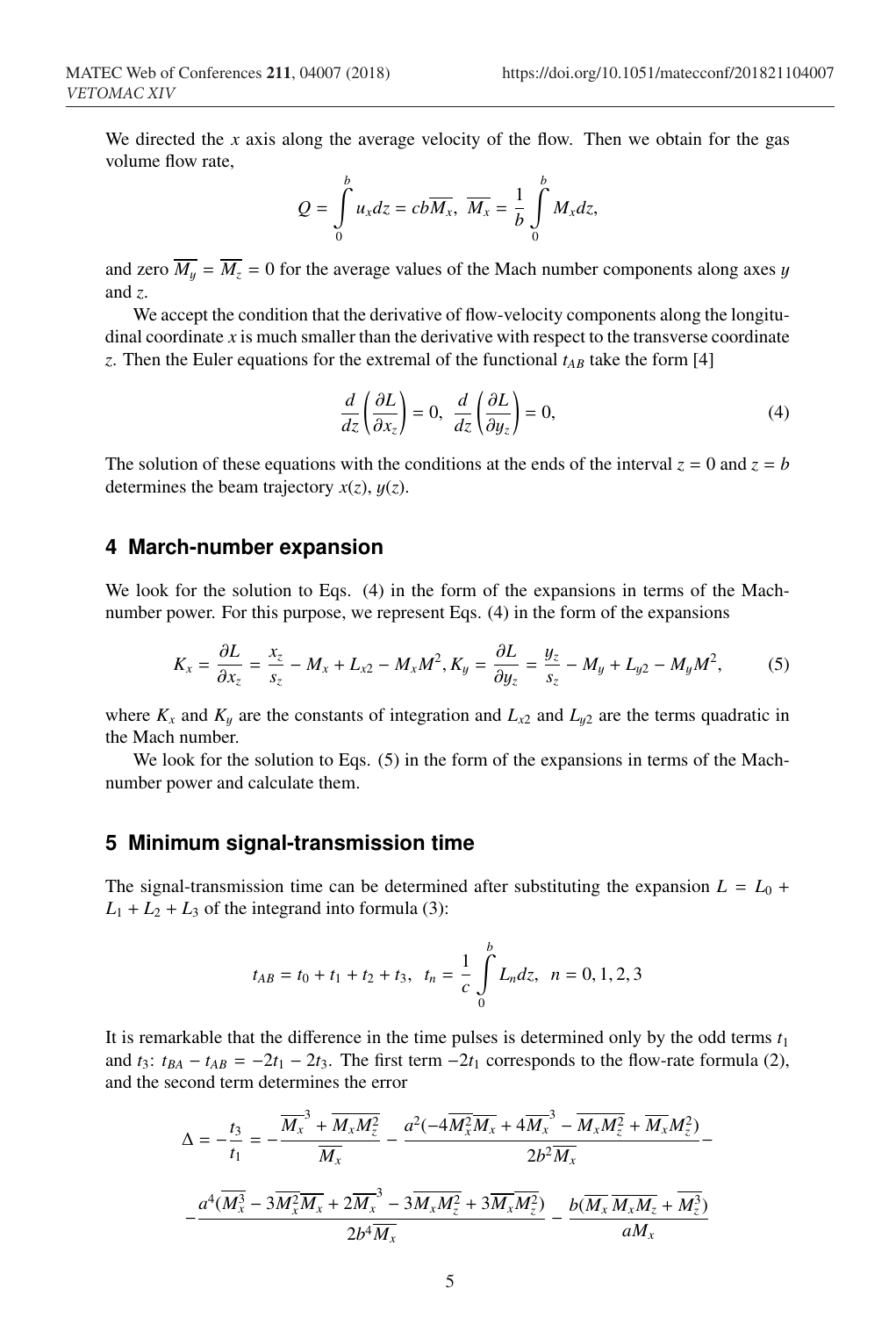We directed the $x$ axis along the average velocity of the flow. Then we obtain for the gas volume flow rate,

$$Q = \int_0^b u_x dz = cb\overline{M_x}, \ \overline{M_x} = \frac{1}{b}\int_0^b M_x dz,$$

and zero $\overline{M_y} = \overline{M_z} = 0$ for the average values of the Mach number components along axes $y$ and $z$.

We accept the condition that the derivative of flow-velocity components along the longitudinal coordinate $x$ is much smaller than the derivative with respect to the transverse coordinate $z$. Then the Euler equations for the extremal of the functional $t_{AB}$ take the form [4]

$$\frac{d}{dz}\left(\frac{\partial L}{\partial x_z}\right) = 0, \ \frac{d}{dz}\left(\frac{\partial L}{\partial y_z}\right) = 0, \tag{4}$$

The solution of these equations with the conditions at the ends of the interval $z = 0$ and $z = b$ determines the beam trajectory $x(z)$, $y(z)$.

## 4 March-number expansion

We look for the solution to Eqs. (4) in the form of the expansions in terms of the Mach-number power. For this purpose, we represent Eqs. (4) in the form of the expansions

$$K_x = \frac{\partial L}{\partial x_z} = \frac{x_z}{s_z} - M_x + L_{x2} - M_x M^2, K_y = \frac{\partial L}{\partial y_z} = \frac{y_z}{s_z} - M_y + L_{y2} - M_y M^2, \tag{5}$$

where $K_x$ and $K_y$ are the constants of integration and $L_{x2}$ and $L_{y2}$ are the terms quadratic in the Mach number.

We look for the solution to Eqs. (5) in the form of the expansions in terms of the Mach-number power and calculate them.

## 5 Minimum signal-transmission time

The signal-transmission time can be determined after substituting the expansion $L = L_0 + L_1 + L_2 + L_3$ of the integrand into formula (3):

$$t_{AB} = t_0 + t_1 + t_2 + t_3, \ \ t_n = \frac{1}{c}\int_0^b L_n dz, \ \ n = 0, 1, 2, 3$$

It is remarkable that the difference in the time pulses is determined only by the odd terms $t_1$ and $t_3$: $t_{BA} - t_{AB} = -2t_1 - 2t_3$. The first term $-2t_1$ corresponds to the flow-rate formula (2), and the second term determines the error

$$\Delta = -\frac{t_3}{t_1} = -\frac{\overline{M_x}^3 + \overline{M_x M_z^2}}{\overline{M_x}} - \frac{a^2(-4\overline{M_x^2}\,\overline{M_x} + 4\overline{M_x}^3 - \overline{M_x M_z^2} + \overline{M_x} M_z^2)}{2b^2\overline{M_x}} -$$

$$-\frac{a^4(\overline{M_x^3} - 3\overline{M_x^2}\,\overline{M_x} + 2\overline{M_x}^3 - 3\overline{M_x M_z^2} + 3\overline{M_x}\,\overline{M_z^2})}{2b^4\overline{M_x}} - \frac{b(\overline{M_x}\,\overline{M_x M_z} + \overline{M_z^3})}{a M_x}$$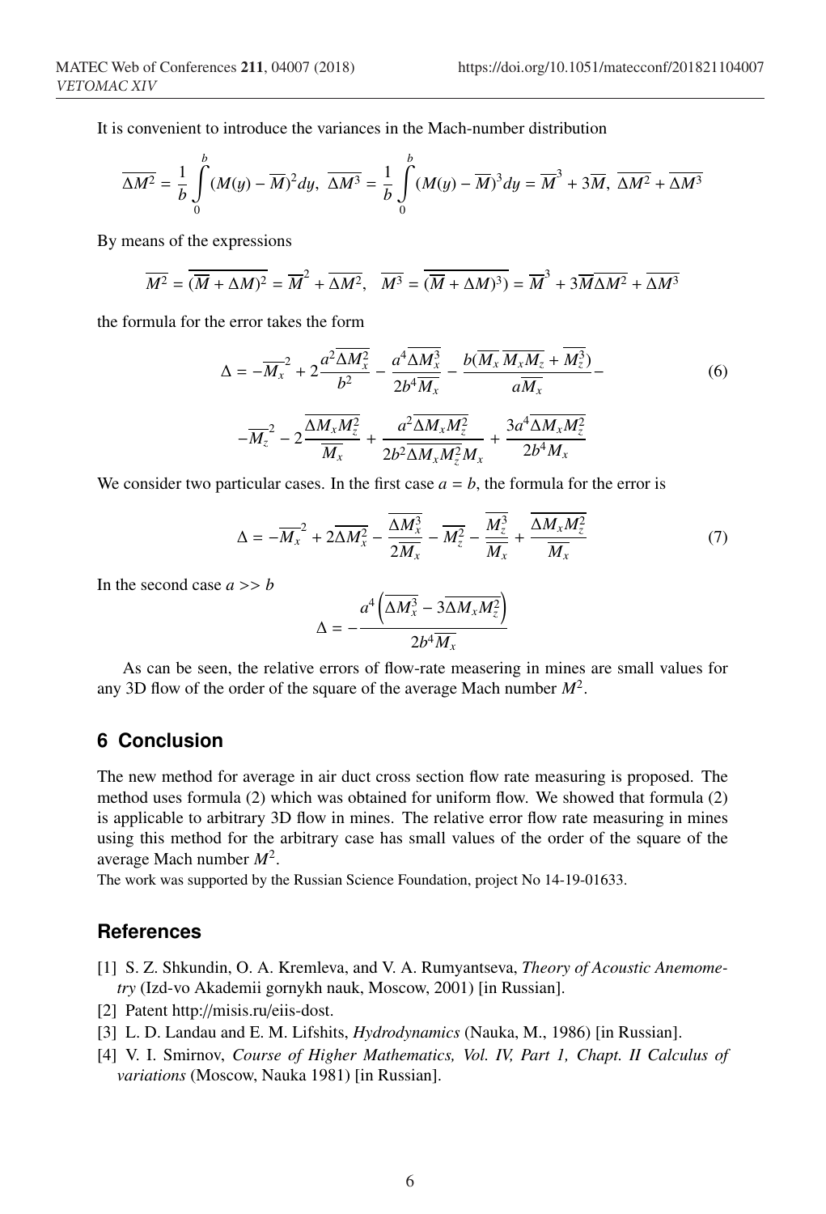It is convenient to introduce the variances in the Mach-number distribution

$$\overline{\Delta M^2} = \frac{1}{b}\int_0^b (M(y) - \overline{M})^2 dy, \ \ \overline{\Delta M^3} = \frac{1}{b}\int_0^b (M(y) - \overline{M})^3 dy = \overline{M}^3 + 3\overline{M}, \ \overline{\Delta M^2} + \overline{\Delta M^3}$$

By means of the expressions

$$\overline{M^2} = \overline{(\overline{M} + \Delta M)^2} = \overline{M}^2 + \overline{\Delta M^2}, \quad \overline{M^3} = \overline{(\overline{M} + \Delta M)^3)} = \overline{M}^3 + 3\overline{M}\overline{\Delta M^2} + \overline{\Delta M^3}$$

the formula for the error takes the form

$$\Delta = -\overline{M_x}^2 + 2\frac{a^2\overline{\Delta M_x^2}}{b^2} - \frac{a^4\overline{\Delta M_x^3}}{2b^4\overline{M_x}} - \frac{b(\overline{M_x}\,\overline{M_x M_z} + \overline{M_z^3})}{a\overline{M_x}} - \tag{6}$$

$$-\overline{M_z}^2 - 2\frac{\overline{\Delta M_x M_z^2}}{\overline{M_x}} + \frac{a^2\overline{\Delta M_x M_z^2}}{2b^2\overline{\Delta M_x M_z^2}M_x} + \frac{3a^4\overline{\Delta M_x M_z^2}}{2b^4 M_x}$$

We consider two particular cases. In the first case $a = b$, the formula for the error is

$$\Delta = -\overline{M_x}^2 + 2\overline{\Delta M_x^2} - \frac{\overline{\Delta M_x^3}}{2\overline{M_x}} - \overline{M_z^2} - \frac{\overline{M_z^3}}{\overline{M_x}} + \frac{\overline{\Delta M_x M_z^2}}{\overline{M_x}} \tag{7}$$

In the second case $a >> b$

$$\Delta = -\frac{a^4\left(\overline{\Delta M_x^3} - 3\overline{\Delta M_x M_z^2}\right)}{2b^4\overline{M_x}}$$

As can be seen, the relative errors of flow-rate measering in mines are small values for any 3D flow of the order of the square of the average Mach number $M^2$.

## 6 Conclusion

The new method for average in air duct cross section flow rate measuring is proposed. The method uses formula (2) which was obtained for uniform flow. We showed that formula (2) is applicable to arbitrary 3D flow in mines. The relative error flow rate measuring in mines using this method for the arbitrary case has small values of the order of the square of the average Mach number $M^2$.

The work was supported by the Russian Science Foundation, project No 14-19-01633.

## References

[1] S. Z. Shkundin, O. A. Kremleva, and V. A. Rumyantseva, *Theory of Acoustic Anemometry* (Izd-vo Akademii gornykh nauk, Moscow, 2001) [in Russian].

[2] Patent http://misis.ru/eiis-dost.

[3] L. D. Landau and E. M. Lifshits, *Hydrodynamics* (Nauka, M., 1986) [in Russian].

[4] V. I. Smirnov, *Course of Higher Mathematics, Vol. IV, Part 1, Chapt. II Calculus of variations* (Moscow, Nauka 1981) [in Russian].